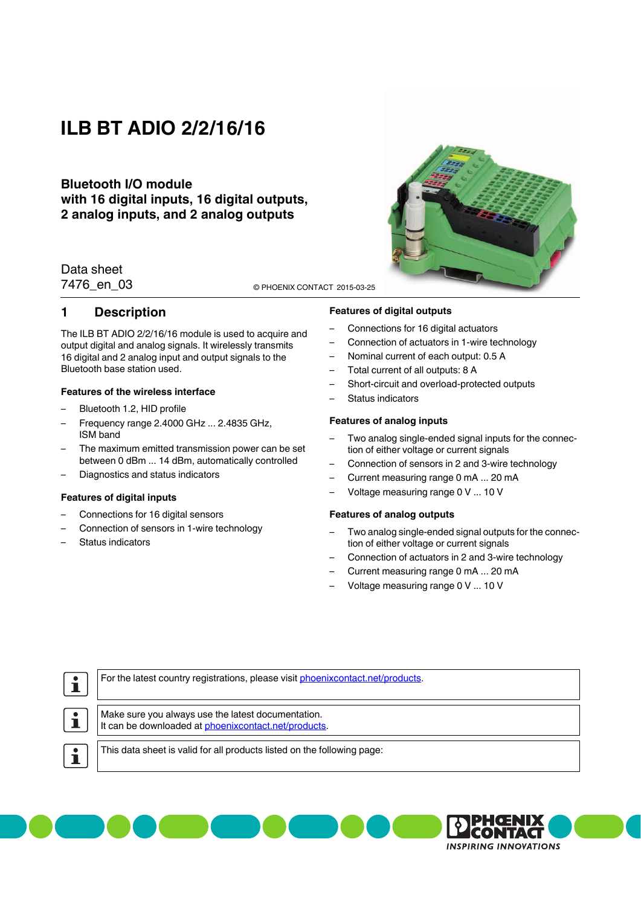# ILB BT ADIO 2/2/16/16

**Bluetooth I/O module with 16 digital inputs, 16 digital outputs, 2 analog inputs, and 2 analog outputs**

Data sheet
7476_en_03

© PHOENIX CONTACT 2015-03-25

## 1 Description

The ILB BT ADIO 2/2/16/16 module is used to acquire and output digital and analog signals. It wirelessly transmits 16 digital and 2 analog input and output signals to the Bluetooth base station used.

### Features of the wireless interface

- Bluetooth 1.2, HID profile
- Frequency range 2.4000 GHz ... 2.4835 GHz, ISM band
- The maximum emitted transmission power can be set between 0 dBm ... 14 dBm, automatically controlled
- Diagnostics and status indicators

### Features of digital inputs

- Connections for 16 digital sensors
- Connection of sensors in 1-wire technology
- Status indicators

### Features of digital outputs

- Connections for 16 digital actuators
- Connection of actuators in 1-wire technology
- Nominal current of each output: 0.5 A
- Total current of all outputs: 8 A
- Short-circuit and overload-protected outputs
- Status indicators

### Features of analog inputs

- Two analog single-ended signal inputs for the connection of either voltage or current signals
- Connection of sensors in 2 and 3-wire technology
- Current measuring range 0 mA ... 20 mA
- Voltage measuring range 0 V ... 10 V

### Features of analog outputs

- Two analog single-ended signal outputs for the connection of either voltage or current signals
- Connection of actuators in 2 and 3-wire technology
- Current measuring range 0 mA ... 20 mA
- Voltage measuring range 0 V ... 10 V

For the latest country registrations, please visit phoenixcontact.net/products.

Make sure you always use the latest documentation.
It can be downloaded at phoenixcontact.net/products.

This data sheet is valid for all products listed on the following page: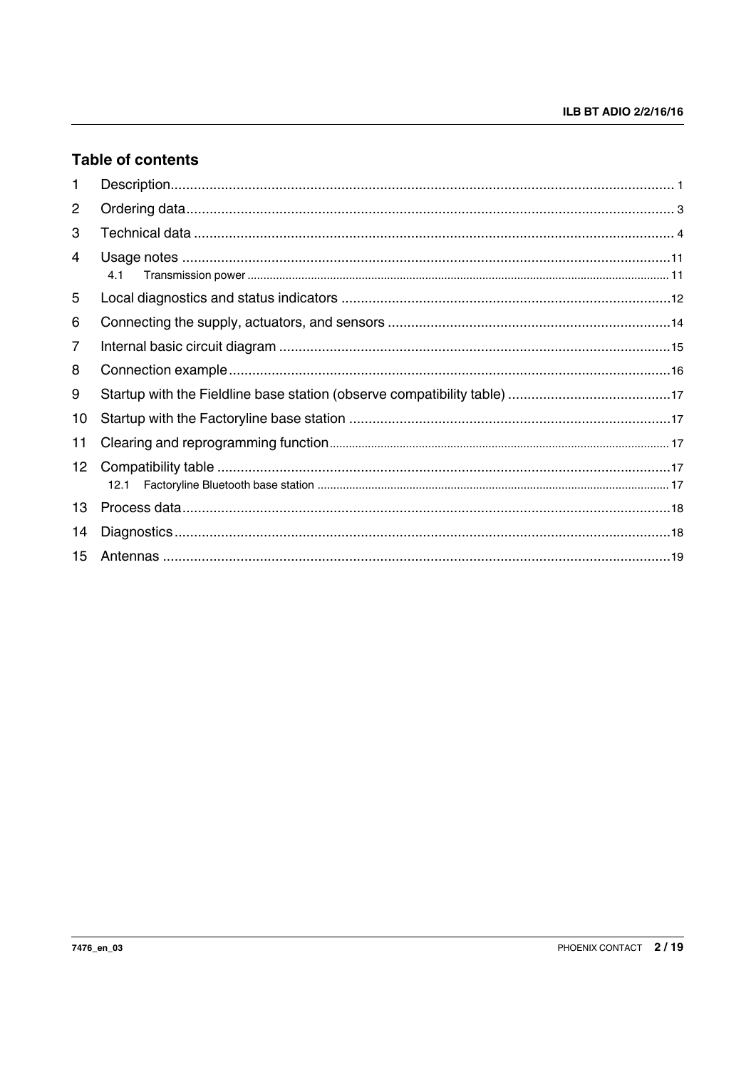## Table of contents

| | | |
|---|---|---|
| 1 | Description | 1 |
| 2 | Ordering data | 3 |
| 3 | Technical data | 4 |
| 4 | Usage notes | 11 |
| 4.1 | Transmission power | 11 |
| 5 | Local diagnostics and status indicators | 12 |
| 6 | Connecting the supply, actuators, and sensors | 14 |
| 7 | Internal basic circuit diagram | 15 |
| 8 | Connection example | 16 |
| 9 | Startup with the Fieldline base station (observe compatibility table) | 17 |
| 10 | Startup with the Factoryline base station | 17 |
| 11 | Clearing and reprogramming function | 17 |
| 12 | Compatibility table | 17 |
| 12.1 | Factoryline Bluetooth base station | 17 |
| 13 | Process data | 18 |
| 14 | Diagnostics | 18 |
| 15 | Antennas | 19 |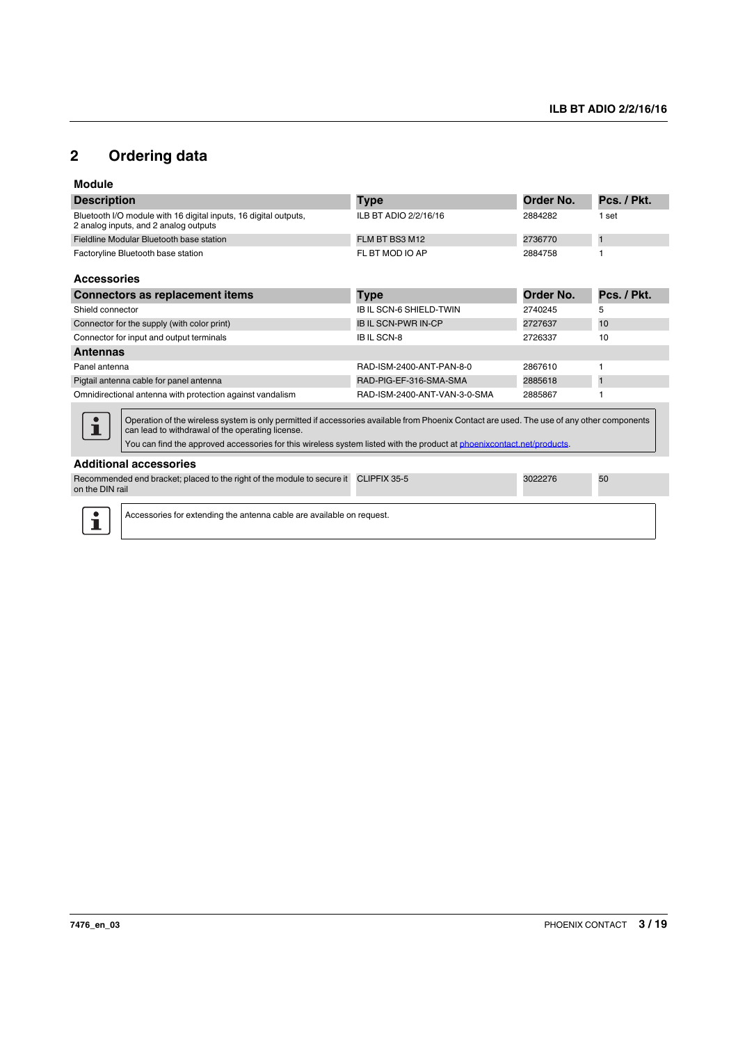## 2 Ordering data

### Module

| Description | Type | Order No. | Pcs. / Pkt. |
|---|---|---|---|
| Bluetooth I/O module with 16 digital inputs, 16 digital outputs, 2 analog inputs, and 2 analog outputs | ILB BT ADIO 2/2/16/16 | 2884282 | 1 set |
| Fieldline Modular Bluetooth base station | FLM BT BS3 M12 | 2736770 | 1 |
| Factoryline Bluetooth base station | FL BT MOD IO AP | 2884758 | 1 |

### Accessories

| Connectors as replacement items | Type | Order No. | Pcs. / Pkt. |
|---|---|---|---|
| Shield connector | IB IL SCN-6 SHIELD-TWIN | 2740245 | 5 |
| Connector for the supply (with color print) | IB IL SCN-PWR IN-CP | 2727637 | 10 |
| Connector for input and output terminals | IB IL SCN-8 | 2726337 | 10 |
| **Antennas** | | | |
| Panel antenna | RAD-ISM-2400-ANT-PAN-8-0 | 2867610 | 1 |
| Pigtail antenna cable for panel antenna | RAD-PIG-EF-316-SMA-SMA | 2885618 | 1 |
| Omnidirectional antenna with protection against vandalism | RAD-ISM-2400-ANT-VAN-3-0-SMA | 2885867 | 1 |

> Operation of the wireless system is only permitted if accessories available from Phoenix Contact are used. The use of any other components can lead to withdrawal of the operating license.
> You can find the approved accessories for this wireless system listed with the product at phoenixcontact.net/products.

### Additional accessories

| Description | Type | Order No. | Pcs. / Pkt. |
|---|---|---|---|
| Recommended end bracket; placed to the right of the module to secure it on the DIN rail | CLIPFIX 35-5 | 3022276 | 50 |

> Accessories for extending the antenna cable are available on request.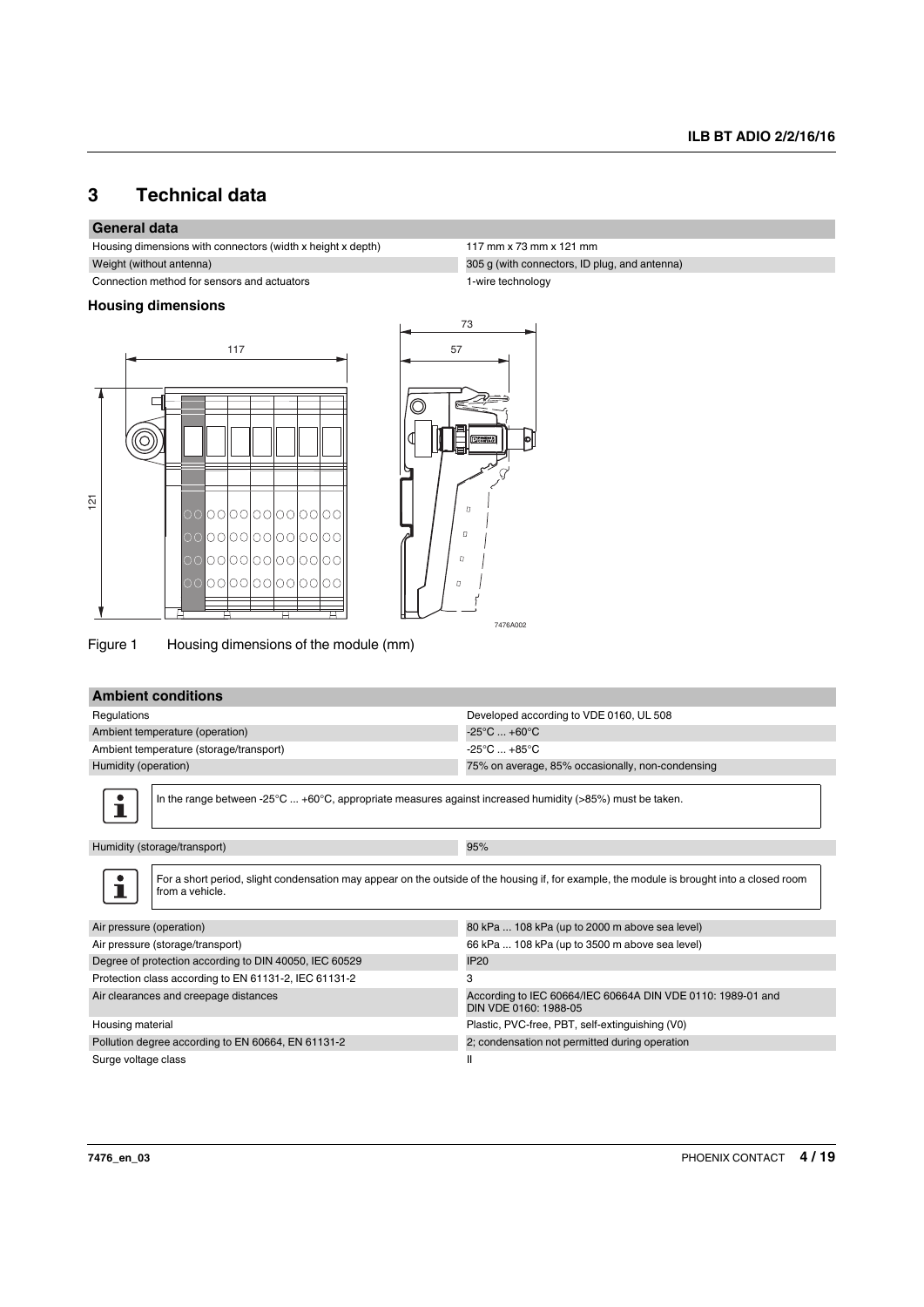# 3 Technical data

| General data | |
|---|---|
| Housing dimensions with connectors (width x height x depth) | 117 mm x 73 mm x 121 mm |
| Weight (without antenna) | 305 g (with connectors, ID plug, and antenna) |
| Connection method for sensors and actuators | 1-wire technology |

### Housing dimensions

Figure 1 Housing dimensions of the module (mm)

| Ambient conditions | |
|---|---|
| Regulations | Developed according to VDE 0160, UL 508 |
| Ambient temperature (operation) | -25°C ... +60°C |
| Ambient temperature (storage/transport) | -25°C ... +85°C |
| Humidity (operation) | 75% on average, 85% occasionally, non-condensing |

In the range between -25°C ... +60°C, appropriate measures against increased humidity (>85%) must be taken.

| | |
|---|---|
| Humidity (storage/transport) | 95% |

For a short period, slight condensation may appear on the outside of the housing if, for example, the module is brought into a closed room from a vehicle.

| | |
|---|---|
| Air pressure (operation) | 80 kPa ... 108 kPa (up to 2000 m above sea level) |
| Air pressure (storage/transport) | 66 kPa ... 108 kPa (up to 3500 m above sea level) |
| Degree of protection according to DIN 40050, IEC 60529 | IP20 |
| Protection class according to EN 61131-2, IEC 61131-2 | 3 |
| Air clearances and creepage distances | According to IEC 60664/IEC 60664A DIN VDE 0110: 1989-01 and DIN VDE 0160: 1988-05 |
| Housing material | Plastic, PVC-free, PBT, self-extinguishing (V0) |
| Pollution degree according to EN 60664, EN 61131-2 | 2; condensation not permitted during operation |
| Surge voltage class | II |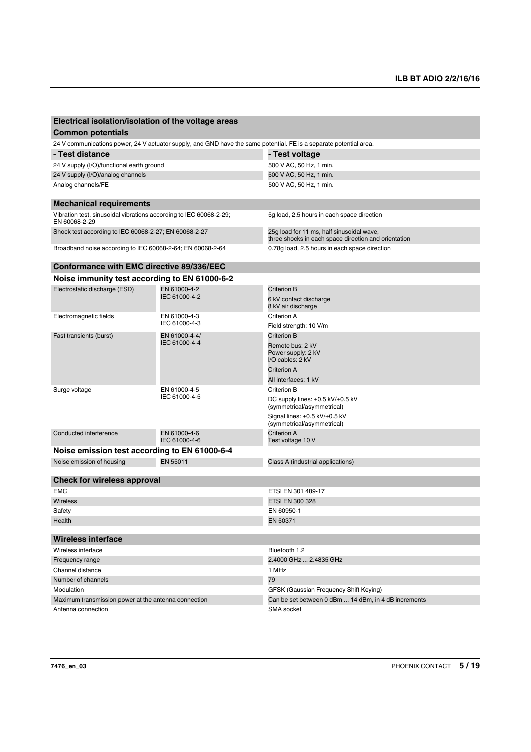## Electrical isolation/isolation of the voltage areas

### Common potentials

24 V communications power, 24 V actuator supply, and GND have the same potential. FE is a separate potential area.

| - Test distance | - Test voltage |
|---|---|
| 24 V supply (I/O)/functional earth ground | 500 V AC, 50 Hz, 1 min. |
| 24 V supply (I/O)/analog channels | 500 V AC, 50 Hz, 1 min. |
| Analog channels/FE | 500 V AC, 50 Hz, 1 min. |

## Mechanical requirements

| | |
|---|---|
| Vibration test, sinusoidal vibrations according to IEC 60068-2-29; EN 60068-2-29 | 5g load, 2.5 hours in each space direction |
| Shock test according to IEC 60068-2-27; EN 60068-2-27 | 25g load for 11 ms, half sinusoidal wave, three shocks in each space direction and orientation |
| Broadband noise according to IEC 60068-2-64; EN 60068-2-64 | 0.78g load, 2.5 hours in each space direction |

## Conformance with EMC directive 89/336/EEC

### Noise immunity test according to EN 61000-6-2

| | | |
|---|---|---|
| Electrostatic discharge (ESD) | EN 61000-4-2<br>IEC 61000-4-2 | Criterion B<br>6 kV contact discharge<br>8 kV air discharge |
| Electromagnetic fields | EN 61000-4-3<br>IEC 61000-4-3 | Criterion A<br>Field strength: 10 V/m |
| Fast transients (burst) | EN 61000-4-4/<br>IEC 61000-4-4 | Criterion B<br>Remote bus: 2 kV<br>Power supply: 2 kV<br>I/O cables: 2 kV<br>Criterion A<br>All interfaces: 1 kV |
| Surge voltage | EN 61000-4-5<br>IEC 61000-4-5 | Criterion B<br>DC supply lines: ±0.5 kV/±0.5 kV (symmetrical/asymmetrical)<br>Signal lines: ±0.5 kV/±0.5 kV (symmetrical/asymmetrical) |
| Conducted interference | EN 61000-4-6<br>IEC 61000-4-6 | Criterion A<br>Test voltage 10 V |

### Noise emission test according to EN 61000-6-4

| | | |
|---|---|---|
| Noise emission of housing | EN 55011 | Class A (industrial applications) |

## Check for wireless approval

| | |
|---|---|
| EMC | ETSI EN 301 489-17 |
| Wireless | ETSI EN 300 328 |
| Safety | EN 60950-1 |
| Health | EN 50371 |

## Wireless interface

| | |
|---|---|
| Wireless interface | Bluetooth 1.2 |
| Frequency range | 2.4000 GHz ... 2.4835 GHz |
| Channel distance | 1 MHz |
| Number of channels | 79 |
| Modulation | GFSK (Gaussian Frequency Shift Keying) |
| Maximum transmission power at the antenna connection | Can be set between 0 dBm ... 14 dBm, in 4 dB increments |
| Antenna connection | SMA socket |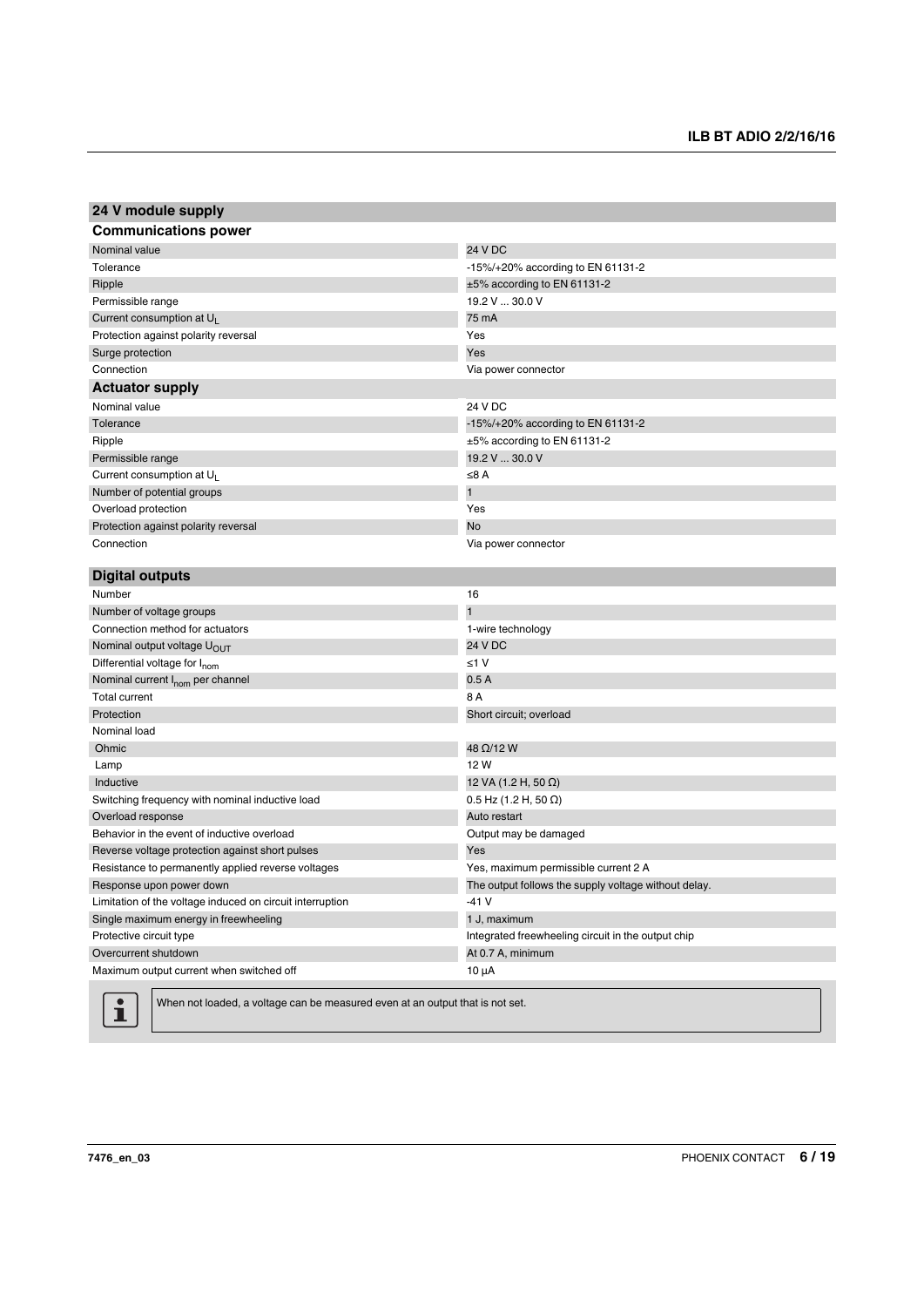## 24 V module supply

### Communications power

| | |
|---|---|
| Nominal value | 24 V DC |
| Tolerance | -15%/+20% according to EN 61131-2 |
| Ripple | ±5% according to EN 61131-2 |
| Permissible range | 19.2 V ... 30.0 V |
| Current consumption at $U_L$ | 75 mA |
| Protection against polarity reversal | Yes |
| Surge protection | Yes |
| Connection | Via power connector |

### Actuator supply

| | |
|---|---|
| Nominal value | 24 V DC |
| Tolerance | -15%/+20% according to EN 61131-2 |
| Ripple | ±5% according to EN 61131-2 |
| Permissible range | 19.2 V ... 30.0 V |
| Current consumption at $U_L$ | ≤8 A |
| Number of potential groups | 1 |
| Overload protection | Yes |
| Protection against polarity reversal | No |
| Connection | Via power connector |

## Digital outputs

| | |
|---|---|
| Number | 16 |
| Number of voltage groups | 1 |
| Connection method for actuators | 1-wire technology |
| Nominal output voltage $U_{OUT}$ | 24 V DC |
| Differential voltage for $I_{nom}$ | ≤1 V |
| Nominal current $I_{nom}$ per channel | 0.5 A |
| Total current | 8 A |
| Protection | Short circuit; overload |
| Nominal load | |
| Ohmic | 48 Ω/12 W |
| Lamp | 12 W |
| Inductive | 12 VA (1.2 H, 50 Ω) |
| Switching frequency with nominal inductive load | 0.5 Hz (1.2 H, 50 Ω) |
| Overload response | Auto restart |
| Behavior in the event of inductive overload | Output may be damaged |
| Reverse voltage protection against short pulses | Yes |
| Resistance to permanently applied reverse voltages | Yes, maximum permissible current 2 A |
| Response upon power down | The output follows the supply voltage without delay. |
| Limitation of the voltage induced on circuit interruption | -41 V |
| Single maximum energy in freewheeling | 1 J, maximum |
| Protective circuit type | Integrated freewheeling circuit in the output chip |
| Overcurrent shutdown | At 0.7 A, minimum |
| Maximum output current when switched off | 10 µA |

When not loaded, a voltage can be measured even at an output that is not set.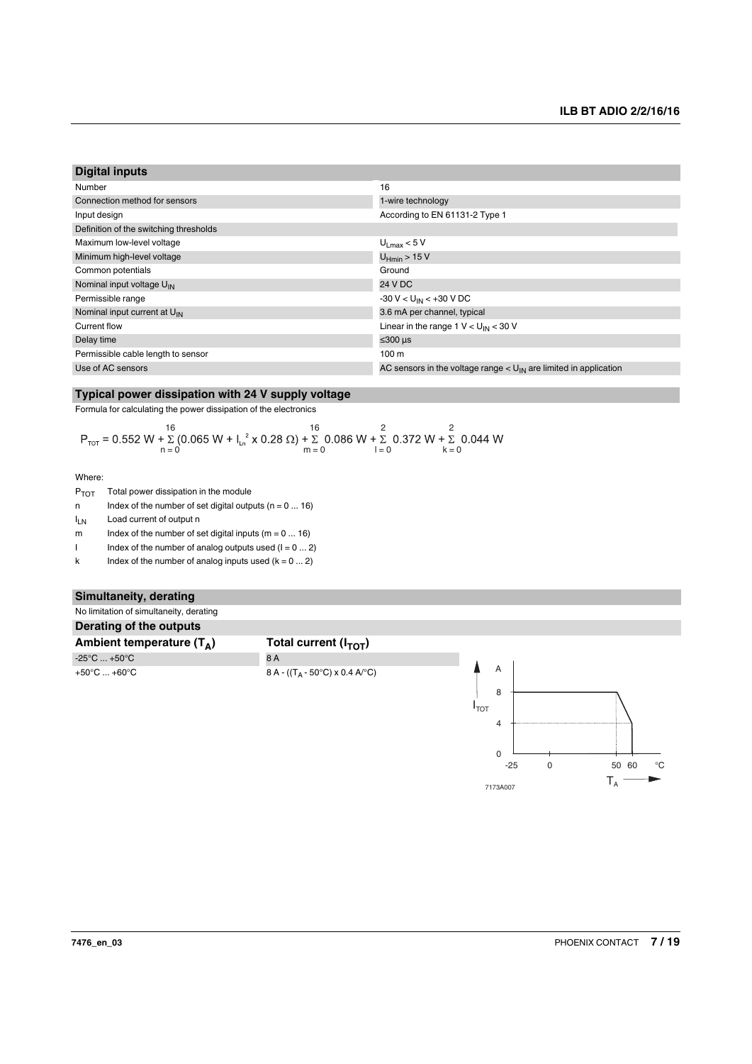## Digital inputs

| Digital inputs | |
|---|---|
| Number | 16 |
| Connection method for sensors | 1-wire technology |
| Input design | According to EN 61131-2 Type 1 |
| Definition of the switching thresholds | |
| Maximum low-level voltage | $U_{Lmax} < 5$ V |
| Minimum high-level voltage | $U_{Hmin} > 15$ V |
| Common potentials | Ground |
| Nominal input voltage $U_{IN}$ | 24 V DC |
| Permissible range | $-30\text{ V} < U_{IN} < +30\text{ V DC}$ |
| Nominal input current at $U_{IN}$ | 3.6 mA per channel, typical |
| Current flow | Linear in the range $1\text{ V} < U_{IN} < 30\text{ V}$ |
| Delay time | ≤300 µs |
| Permissible cable length to sensor | 100 m |
| Use of AC sensors | AC sensors in the voltage range < $U_{IN}$ are limited in application |

## Typical power dissipation with 24 V supply voltage

Formula for calculating the power dissipation of the electronics

$$P_{TOT} = 0.552\text{ W} + \sum_{n=0}^{16} (0.065\text{ W} + I_{Ln}^2 \times 0.28\ \Omega) + \sum_{m=0}^{16} 0.086\text{ W} + \sum_{l=0}^{2} 0.372\text{ W} + \sum_{k=0}^{2} 0.044\text{ W}$$

Where:

- $P_{TOT}$ Total power dissipation in the module
- n Index of the number of set digital outputs (n = 0 ... 16)
- $I_{LN}$ Load current of output n
- m Index of the number of set digital inputs (m = 0 ... 16)
- l Index of the number of analog outputs used (l = 0 ... 2)
- k Index of the number of analog inputs used (k = 0 ... 2)

## Simultaneity, derating

No limitation of simultaneity, derating

### Derating of the outputs

| Ambient temperature ($T_A$) | Total current ($I_{TOT}$) |
|---|---|
| -25°C ... +50°C | 8 A |
| +50°C ... +60°C | 8 A - (($T_A$ - 50°C) x 0.4 A/°C) |

7173A007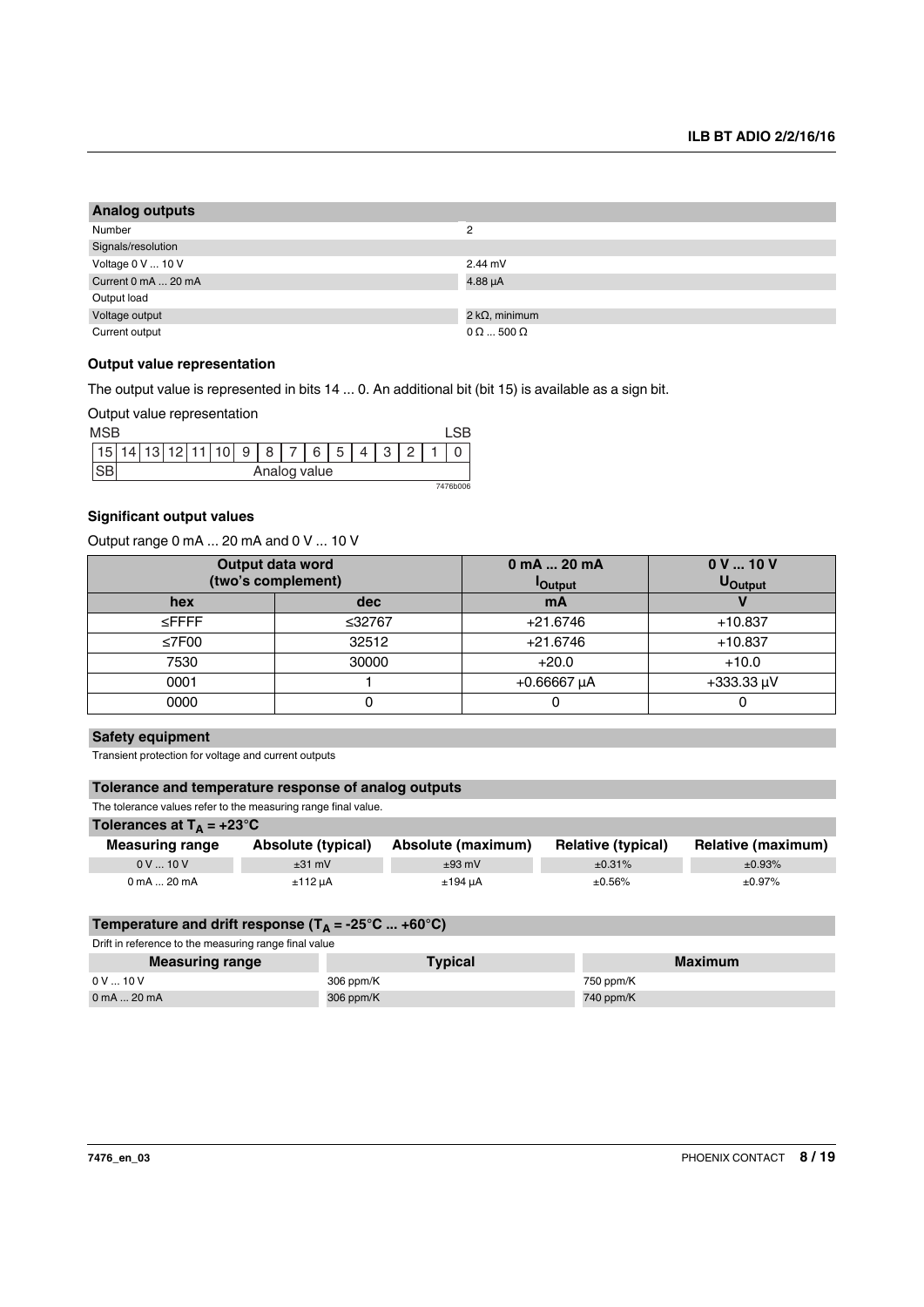## Analog outputs

| | |
|---|---|
| Number | 2 |
| Signals/resolution | |
| Voltage 0 V ... 10 V | 2.44 mV |
| Current 0 mA ... 20 mA | 4.88 µA |
| Output load | |
| Voltage output | 2 kΩ, minimum |
| Current output | 0 Ω ... 500 Ω |

### Output value representation

The output value is represented in bits 14 ... 0. An additional bit (bit 15) is available as a sign bit.

Output value representation

| MSB | | | | | | | | | | | | | | | LSB |
|---|---|---|---|---|---|---|---|---|---|---|---|---|---|---|---|
| 15 | 14 | 13 | 12 | 11 | 10 | 9 | 8 | 7 | 6 | 5 | 4 | 3 | 2 | 1 | 0 |
| SB | Analog value | | | | | | | | | | | | | | |

7476b006

### Significant output values

Output range 0 mA ... 20 mA and 0 V ... 10 V

| Output data word (two's complement) | | 0 mA ... 20 mA $I_{Output}$ | 0 V ... 10 V $U_{Output}$ |
|---|---|---|---|
| hex | dec | mA | V |
| ≤FFFF | ≤32767 | +21.6746 | +10.837 |
| ≤7F00 | 32512 | +21.6746 | +10.837 |
| 7530 | 30000 | +20.0 | +10.0 |
| 0001 | 1 | +0.66667 µA | +333.33 µV |
| 0000 | 0 | 0 | 0 |

## Safety equipment

Transient protection for voltage and current outputs

## Tolerance and temperature response of analog outputs

The tolerance values refer to the measuring range final value.

### Tolerances at $T_A$ = +23°C

| Measuring range | Absolute (typical) | Absolute (maximum) | Relative (typical) | Relative (maximum) |
|---|---|---|---|---|
| 0 V ... 10 V | ±31 mV | ±93 mV | ±0.31% | ±0.93% |
| 0 mA ... 20 mA | ±112 µA | ±194 µA | ±0.56% | ±0.97% |

### Temperature and drift response ($T_A$ = -25°C ... +60°C)

Drift in reference to the measuring range final value

| Measuring range | Typical | Maximum |
|---|---|---|
| 0 V ... 10 V | 306 ppm/K | 750 ppm/K |
| 0 mA ... 20 mA | 306 ppm/K | 740 ppm/K |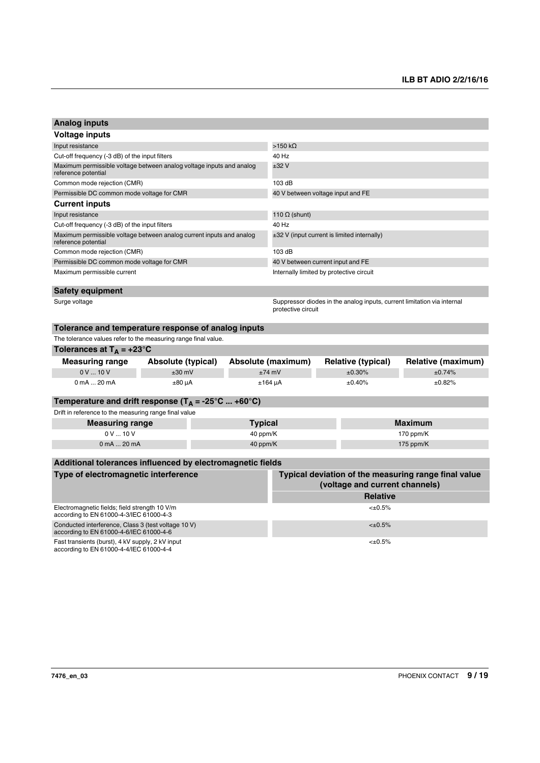## Analog inputs

### Voltage inputs

| | |
|---|---|
| Input resistance | >150 kΩ |
| Cut-off frequency (-3 dB) of the input filters | 40 Hz |
| Maximum permissible voltage between analog voltage inputs and analog reference potential | ±32 V |
| Common mode rejection (CMR) | 103 dB |
| Permissible DC common mode voltage for CMR | 40 V between voltage input and FE |

### Current inputs

| | |
|---|---|
| Input resistance | 110 Ω (shunt) |
| Cut-off frequency (-3 dB) of the input filters | 40 Hz |
| Maximum permissible voltage between analog current inputs and analog reference potential | ±32 V (input current is limited internally) |
| Common mode rejection (CMR) | 103 dB |
| Permissible DC common mode voltage for CMR | 40 V between current input and FE |
| Maximum permissible current | Internally limited by protective circuit |

## Safety equipment

| | |
|---|---|
| Surge voltage | Suppressor diodes in the analog inputs, current limitation via internal protective circuit |

## Tolerance and temperature response of analog inputs

The tolerance values refer to the measuring range final value.

### Tolerances at $T_A = +23°C$

| Measuring range | Absolute (typical) | Absolute (maximum) | Relative (typical) | Relative (maximum) |
|---|---|---|---|---|
| 0 V ... 10 V | ±30 mV | ±74 mV | ±0.30% | ±0.74% |
| 0 mA ... 20 mA | ±80 µA | ±164 µA | ±0.40% | ±0.82% |

### Temperature and drift response ($T_A = -25°C ... +60°C$)

Drift in reference to the measuring range final value

| Measuring range | Typical | Maximum |
|---|---|---|
| 0 V ... 10 V | 40 ppm/K | 170 ppm/K |
| 0 mA ... 20 mA | 40 ppm/K | 175 ppm/K |

## Additional tolerances influenced by electromagnetic fields

| Type of electromagnetic interference | Typical deviation of the measuring range final value (voltage and current channels) |
|---|---|
| | Relative |
| Electromagnetic fields; field strength 10 V/m according to EN 61000-4-3/IEC 61000-4-3 | <±0.5% |
| Conducted interference, Class 3 (test voltage 10 V) according to EN 61000-4-6/IEC 61000-4-6 | <±0.5% |
| Fast transients (burst), 4 kV supply, 2 kV input according to EN 61000-4-4/IEC 61000-4-4 | <±0.5% |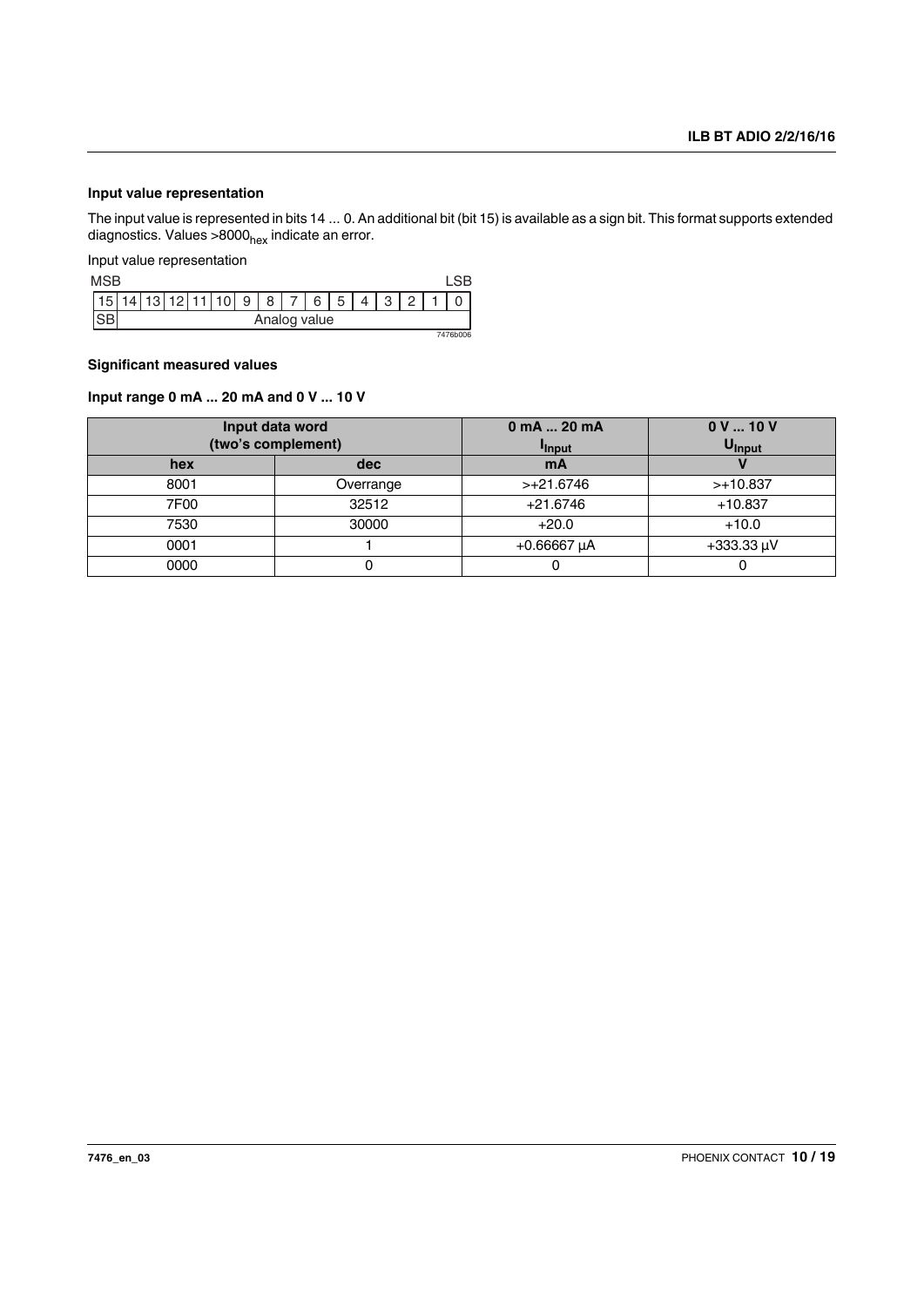### Input value representation

The input value is represented in bits 14 ... 0. An additional bit (bit 15) is available as a sign bit. This format supports extended diagnostics. Values >$8000_{hex}$ indicate an error.

Input value representation

| MSB | | | | | | | | | | | | | | | LSB |
|---|---|---|---|---|---|---|---|---|---|---|---|---|---|---|---|
| 15 | 14 | 13 | 12 | 11 | 10 | 9 | 8 | 7 | 6 | 5 | 4 | 3 | 2 | 1 | 0 |
| SB | Analog value | | | | | | | | | | | | | | |

7476b006

### Significant measured values

### Input range 0 mA ... 20 mA and 0 V ... 10 V

| Input data word (two's complement) | | 0 mA ... 20 mA $I_{Input}$ | 0 V ... 10 V $U_{Input}$ |
|---|---|---|---|
| hex | dec | mA | V |
| 8001 | Overrange | >+21.6746 | >+10.837 |
| 7F00 | 32512 | +21.6746 | +10.837 |
| 7530 | 30000 | +20.0 | +10.0 |
| 0001 | 1 | +0.66667 µA | +333.33 µV |
| 0000 | 0 | 0 | 0 |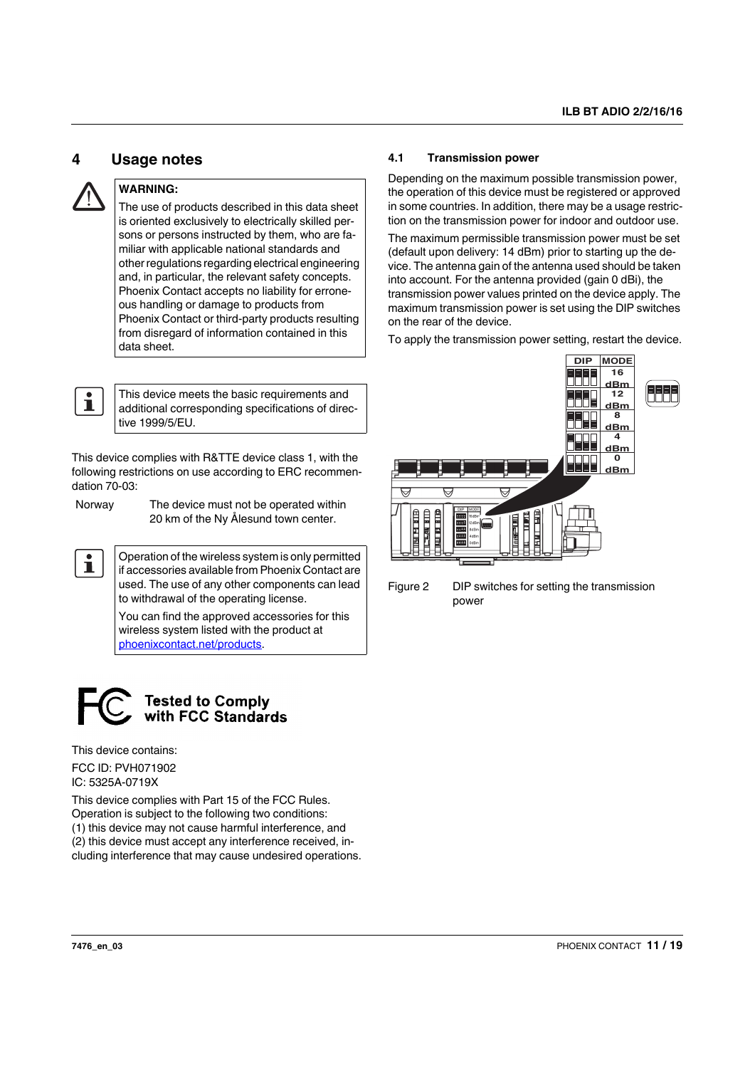## 4 Usage notes

**WARNING:**
The use of products described in this data sheet is oriented exclusively to electrically skilled persons or persons instructed by them, who are familiar with applicable national standards and other regulations regarding electrical engineering and, in particular, the relevant safety concepts. Phoenix Contact accepts no liability for erroneous handling or damage to products from Phoenix Contact or third-party products resulting from disregard of information contained in this data sheet.

This device meets the basic requirements and additional corresponding specifications of directive 1999/5/EU.

This device complies with R&TTE device class 1, with the following restrictions on use according to ERC recommendation 70-03:

| | |
|---|---|
| Norway | The device must not be operated within 20 km of the Ny Ålesund town center. |

Operation of the wireless system is only permitted if accessories available from Phoenix Contact are used. The use of any other components can lead to withdrawal of the operating license.

You can find the approved accessories for this wireless system listed with the product at [phoenixcontact.net/products](phoenixcontact.net/products).

**Tested to Comply with FCC Standards**

This device contains:

FCC ID: PVH071902
IC: 5325A-0719X

This device complies with Part 15 of the FCC Rules. Operation is subject to the following two conditions:
(1) this device may not cause harmful interference, and
(2) this device must accept any interference received, including interference that may cause undesired operations.

### 4.1 Transmission power

Depending on the maximum possible transmission power, the operation of this device must be registered or approved in some countries. In addition, there may be a usage restriction on the transmission power for indoor and outdoor use.

The maximum permissible transmission power must be set (default upon delivery: 14 dBm) prior to starting up the device. The antenna gain of the antenna used should be taken into account. For the antenna provided (gain 0 dBi), the transmission power values printed on the device apply. The maximum transmission power is set using the DIP switches on the rear of the device.

To apply the transmission power setting, restart the device.

| DIP | MODE |
|---|---|
| | 16 dBm |
| | 12 dBm |
| | 8 dBm |
| | 4 dBm |
| | 0 dBm |

Figure 2 DIP switches for setting the transmission power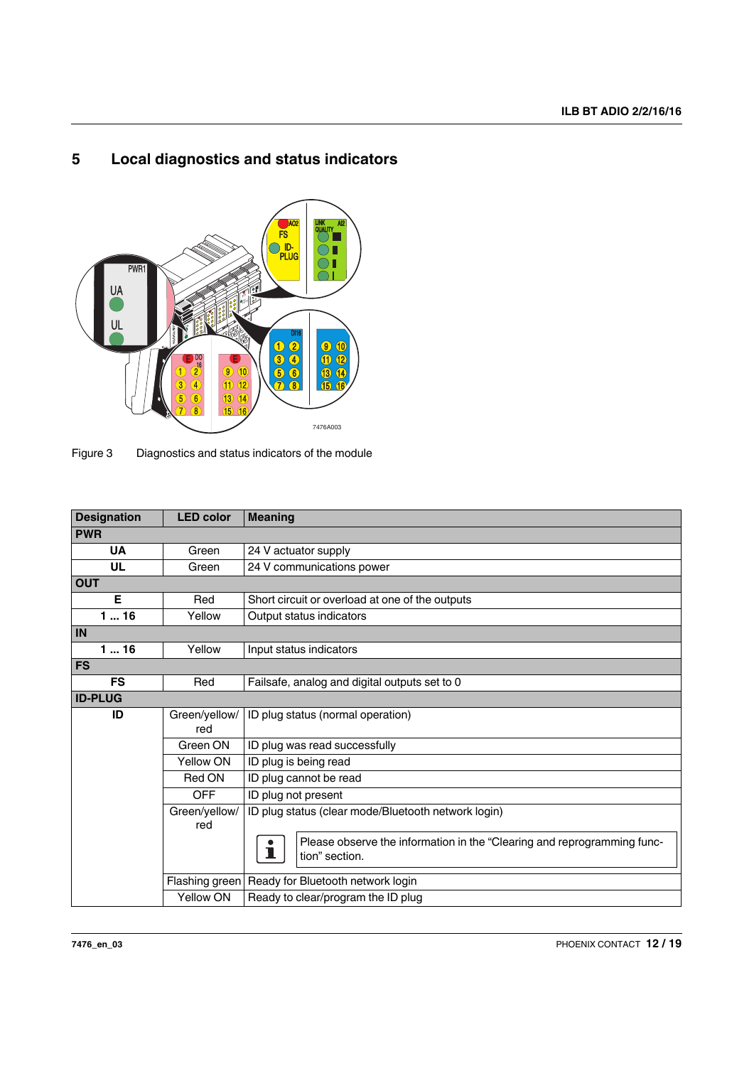# 5 Local diagnostics and status indicators

Figure 3 Diagnostics and status indicators of the module

| Designation | LED color | Meaning |
|---|---|---|
| **PWR** | | |
| **UA** | Green | 24 V actuator supply |
| **UL** | Green | 24 V communications power |
| **OUT** | | |
| **E** | Red | Short circuit or overload at one of the outputs |
| **1 ... 16** | Yellow | Output status indicators |
| **IN** | | |
| **1 ... 16** | Yellow | Input status indicators |
| **FS** | | |
| **FS** | Red | Failsafe, analog and digital outputs set to 0 |
| **ID-PLUG** | | |
| **ID** | Green/yellow/ red | ID plug status (normal operation) |
| | Green ON | ID plug was read successfully |
| | Yellow ON | ID plug is being read |
| | Red ON | ID plug cannot be read |
| | OFF | ID plug not present |
| | Green/yellow/ red | ID plug status (clear mode/Bluetooth network login)<br>Please observe the information in the “Clearing and reprogramming function” section. |
| | Flashing green | Ready for Bluetooth network login |
| | Yellow ON | Ready to clear/program the ID plug |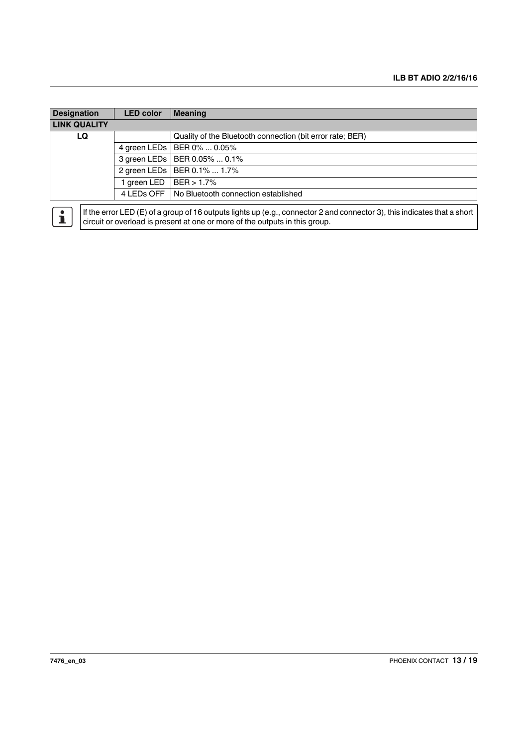| Designation | LED color | Meaning |
|---|---|---|
| **LINK QUALITY** | | |
| **LQ** | | Quality of the Bluetooth connection (bit error rate; BER) |
| | 4 green LEDs | BER 0% ... 0.05% |
| | 3 green LEDs | BER 0.05% ... 0.1% |
| | 2 green LEDs | BER 0.1% ... 1.7% |
| | 1 green LED | BER > 1.7% |
| | 4 LEDs OFF | No Bluetooth connection established |

If the error LED (E) of a group of 16 outputs lights up (e.g., connector 2 and connector 3), this indicates that a short circuit or overload is present at one or more of the outputs in this group.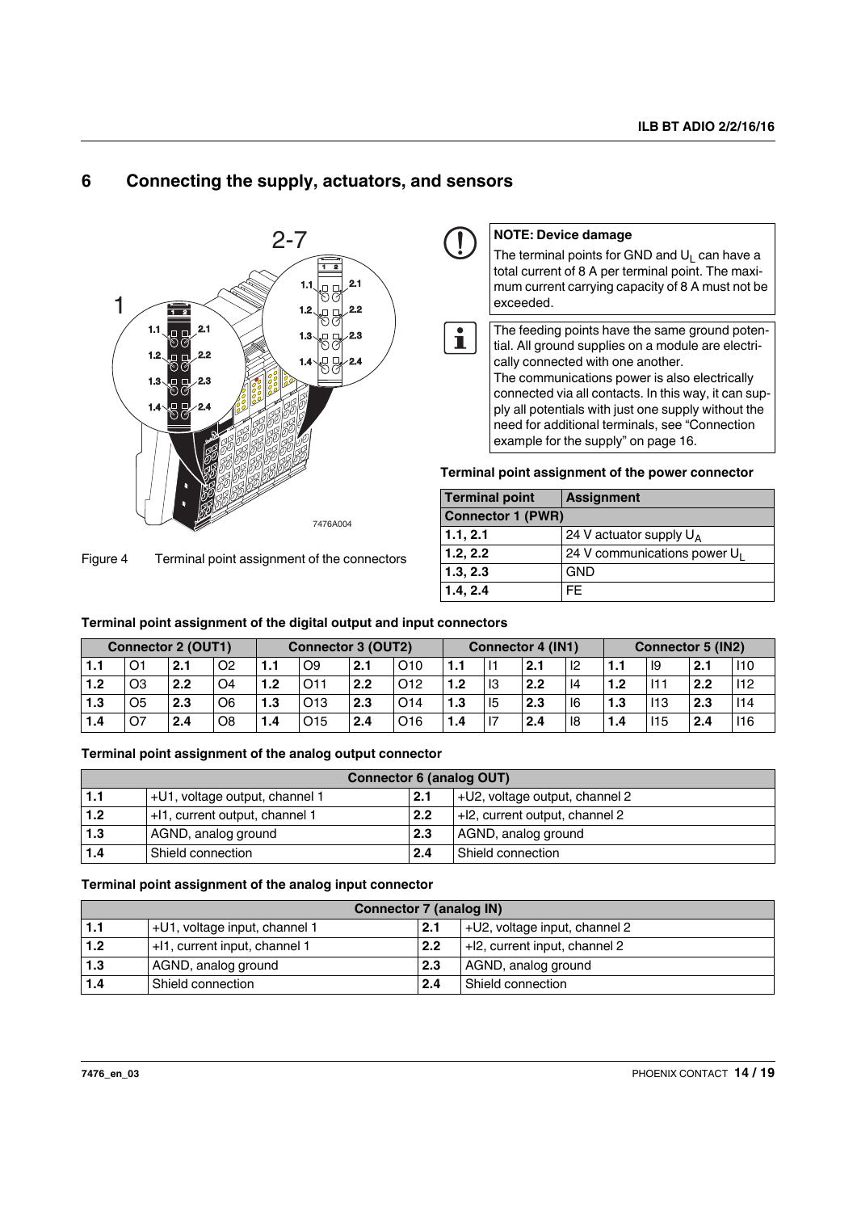# 6 Connecting the supply, actuators, and sensors

Figure 4 Terminal point assignment of the connectors

**NOTE: Device damage**

The terminal points for GND and $U_L$ can have a total current of 8 A per terminal point. The maximum current carrying capacity of 8 A must not be exceeded.

The feeding points have the same ground potential. All ground supplies on a module are electrically connected with one another.
The communications power is also electrically connected via all contacts. In this way, it can supply all potentials with just one supply without the need for additional terminals, see "Connection example for the supply" on page 16.

**Terminal point assignment of the power connector**

| Terminal point | Assignment |
|---|---|
| **Connector 1 (PWR)** | |
| 1.1, 2.1 | 24 V actuator supply $U_A$ |
| 1.2, 2.2 | 24 V communications power $U_L$ |
| 1.3, 2.3 | GND |
| 1.4, 2.4 | FE |

**Terminal point assignment of the digital output and input connectors**

| Connector 2 (OUT1) | | | | Connector 3 (OUT2) | | | | Connector 4 (IN1) | | | | Connector 5 (IN2) | | | |
|---|---|---|---|---|---|---|---|---|---|---|---|---|---|---|---|
| 1.1 | O1 | 2.1 | O2 | 1.1 | O9 | 2.1 | O10 | 1.1 | I1 | 2.1 | I2 | 1.1 | I9 | 2.1 | I10 |
| 1.2 | O3 | 2.2 | O4 | 1.2 | O11 | 2.2 | O12 | 1.2 | I3 | 2.2 | I4 | 1.2 | I11 | 2.2 | I12 |
| 1.3 | O5 | 2.3 | O6 | 1.3 | O13 | 2.3 | O14 | 1.3 | I5 | 2.3 | I6 | 1.3 | I13 | 2.3 | I14 |
| 1.4 | O7 | 2.4 | O8 | 1.4 | O15 | 2.4 | O16 | 1.4 | I7 | 2.4 | I8 | 1.4 | I15 | 2.4 | I16 |

**Terminal point assignment of the analog output connector**

| Connector 6 (analog OUT) | | | |
|---|---|---|---|
| 1.1 | +U1, voltage output, channel 1 | 2.1 | +U2, voltage output, channel 2 |
| 1.2 | +I1, current output, channel 1 | 2.2 | +I2, current output, channel 2 |
| 1.3 | AGND, analog ground | 2.3 | AGND, analog ground |
| 1.4 | Shield connection | 2.4 | Shield connection |

**Terminal point assignment of the analog input connector**

| Connector 7 (analog IN) | | | |
|---|---|---|---|
| 1.1 | +U1, voltage input, channel 1 | 2.1 | +U2, voltage input, channel 2 |
| 1.2 | +I1, current input, channel 1 | 2.2 | +I2, current input, channel 2 |
| 1.3 | AGND, analog ground | 2.3 | AGND, analog ground |
| 1.4 | Shield connection | 2.4 | Shield connection |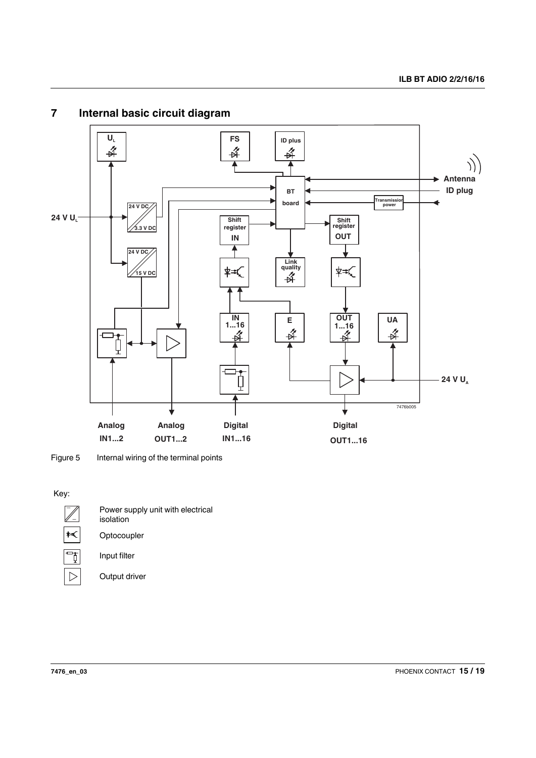# 7 Internal basic circuit diagram

Figure 5 Internal wiring of the terminal points

Key:

- Power supply unit with electrical isolation
- Optocoupler
- Input filter
- Output driver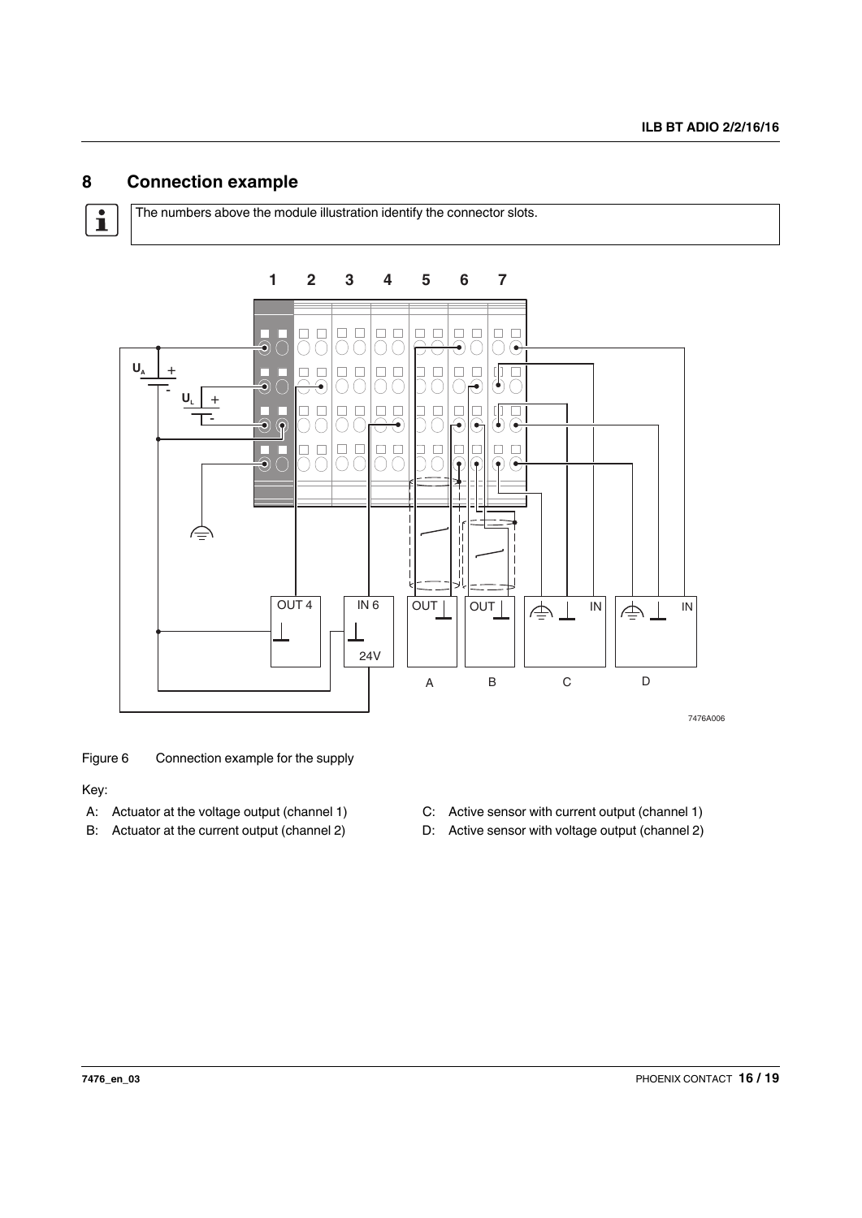## 8 Connection example

> The numbers above the module illustration identify the connector slots.

Figure 6 Connection example for the supply

Key:

A: Actuator at the voltage output (channel 1)

B: Actuator at the current output (channel 2)

C: Active sensor with current output (channel 1)

D: Active sensor with voltage output (channel 2)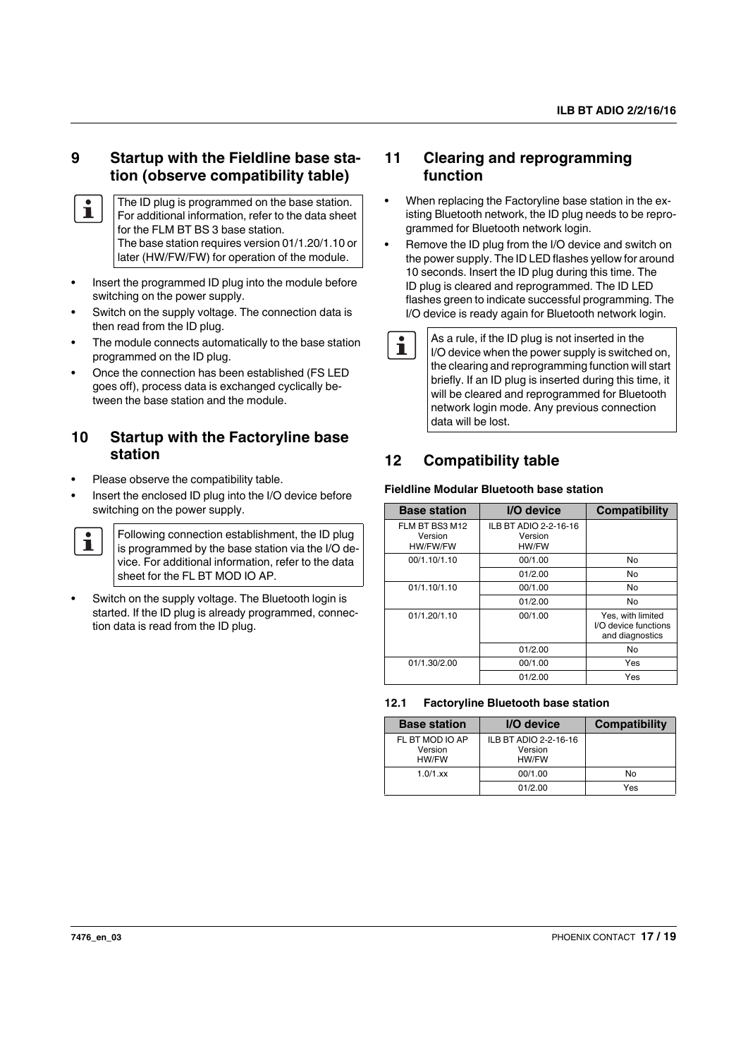## 9 Startup with the Fieldline base station (observe compatibility table)

> The ID plug is programmed on the base station. For additional information, refer to the data sheet for the FLM BT BS 3 base station.
> The base station requires version 01/1.20/1.10 or later (HW/FW/FW) for operation of the module.

- Insert the programmed ID plug into the module before switching on the power supply.
- Switch on the supply voltage. The connection data is then read from the ID plug.
- The module connects automatically to the base station programmed on the ID plug.
- Once the connection has been established (FS LED goes off), process data is exchanged cyclically between the base station and the module.

## 10 Startup with the Factoryline base station

- Please observe the compatibility table.
- Insert the enclosed ID plug into the I/O device before switching on the power supply.

> Following connection establishment, the ID plug is programmed by the base station via the I/O device. For additional information, refer to the data sheet for the FL BT MOD IO AP.

- Switch on the supply voltage. The Bluetooth login is started. If the ID plug is already programmed, connection data is read from the ID plug.

## 11 Clearing and reprogramming function

- When replacing the Factoryline base station in the existing Bluetooth network, the ID plug needs to be reprogrammed for Bluetooth network login.
- Remove the ID plug from the I/O device and switch on the power supply. The ID LED flashes yellow for around 10 seconds. Insert the ID plug during this time. The ID plug is cleared and reprogrammed. The ID LED flashes green to indicate successful programming. The I/O device is ready again for Bluetooth network login.

> As a rule, if the ID plug is not inserted in the I/O device when the power supply is switched on, the clearing and reprogramming function will start briefly. If an ID plug is inserted during this time, it will be cleared and reprogrammed for Bluetooth network login mode. Any previous connection data will be lost.

## 12 Compatibility table

**Fieldline Modular Bluetooth base station**

| Base station | I/O device | Compatibility |
|---|---|---|
| FLM BT BS3 M12 Version HW/FW/FW | ILB BT ADIO 2-2-16-16 Version HW/FW | |
| 00/1.10/1.10 | 00/1.00 | No |
| | 01/2.00 | No |
| 01/1.10/1.10 | 00/1.00 | No |
| | 01/2.00 | No |
| 01/1.20/1.10 | 00/1.00 | Yes, with limited I/O device functions and diagnostics |
| | 01/2.00 | No |
| 01/1.30/2.00 | 00/1.00 | Yes |
| | 01/2.00 | Yes |

### 12.1 Factoryline Bluetooth base station

| Base station | I/O device | Compatibility |
|---|---|---|
| FL BT MOD IO AP Version HW/FW | ILB BT ADIO 2-2-16-16 Version HW/FW | |
| 1.0/1.xx | 00/1.00 | No |
| | 01/2.00 | Yes |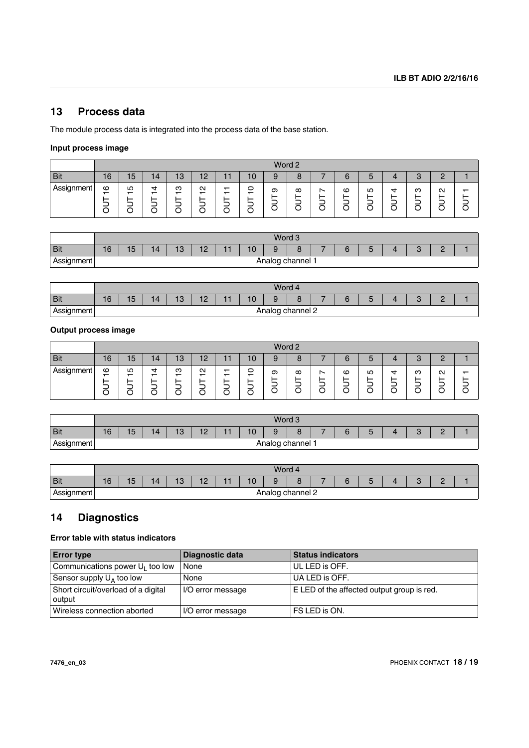## 13 Process data

The module process data is integrated into the process data of the base station.

### Input process image

| | Word 2 | | | | | | | | | | | | | | | |
|---|---|---|---|---|---|---|---|---|---|---|---|---|---|---|---|---|
| Bit | 16 | 15 | 14 | 13 | 12 | 11 | 10 | 9 | 8 | 7 | 6 | 5 | 4 | 3 | 2 | 1 |
| Assignment | OUT 16 | OUT 15 | OUT 14 | OUT 13 | OUT 12 | OUT 11 | OUT 10 | OUT 9 | OUT 8 | OUT 7 | OUT 6 | OUT 5 | OUT 4 | OUT 3 | OUT 2 | OUT 1 |

| | Word 3 | | | | | | | | | | | | | | | |
|---|---|---|---|---|---|---|---|---|---|---|---|---|---|---|---|---|
| Bit | 16 | 15 | 14 | 13 | 12 | 11 | 10 | 9 | 8 | 7 | 6 | 5 | 4 | 3 | 2 | 1 |
| Assignment | Analog channel 1 | | | | | | | | | | | | | | | |

| | Word 4 | | | | | | | | | | | | | | | |
|---|---|---|---|---|---|---|---|---|---|---|---|---|---|---|---|---|
| Bit | 16 | 15 | 14 | 13 | 12 | 11 | 10 | 9 | 8 | 7 | 6 | 5 | 4 | 3 | 2 | 1 |
| Assignment | Analog channel 2 | | | | | | | | | | | | | | | |

### Output process image

| | Word 2 | | | | | | | | | | | | | | | |
|---|---|---|---|---|---|---|---|---|---|---|---|---|---|---|---|---|
| Bit | 16 | 15 | 14 | 13 | 12 | 11 | 10 | 9 | 8 | 7 | 6 | 5 | 4 | 3 | 2 | 1 |
| Assignment | OUT 16 | OUT 15 | OUT 14 | OUT 13 | OUT 12 | OUT 11 | OUT 10 | OUT 9 | OUT 8 | OUT 7 | OUT 6 | OUT 5 | OUT 4 | OUT 3 | OUT 2 | OUT 1 |

| | Word 3 | | | | | | | | | | | | | | | |
|---|---|---|---|---|---|---|---|---|---|---|---|---|---|---|---|---|
| Bit | 16 | 15 | 14 | 13 | 12 | 11 | 10 | 9 | 8 | 7 | 6 | 5 | 4 | 3 | 2 | 1 |
| Assignment | Analog channel 1 | | | | | | | | | | | | | | | |

| | Word 4 | | | | | | | | | | | | | | | |
|---|---|---|---|---|---|---|---|---|---|---|---|---|---|---|---|---|
| Bit | 16 | 15 | 14 | 13 | 12 | 11 | 10 | 9 | 8 | 7 | 6 | 5 | 4 | 3 | 2 | 1 |
| Assignment | Analog channel 2 | | | | | | | | | | | | | | | |

## 14 Diagnostics

### Error table with status indicators

| Error type | Diagnostic data | Status indicators |
|---|---|---|
| Communications power $U_L$ too low | None | UL LED is OFF. |
| Sensor supply $U_A$ too low | None | UA LED is OFF. |
| Short circuit/overload of a digital output | I/O error message | E LED of the affected output group is red. |
| Wireless connection aborted | I/O error message | FS LED is ON. |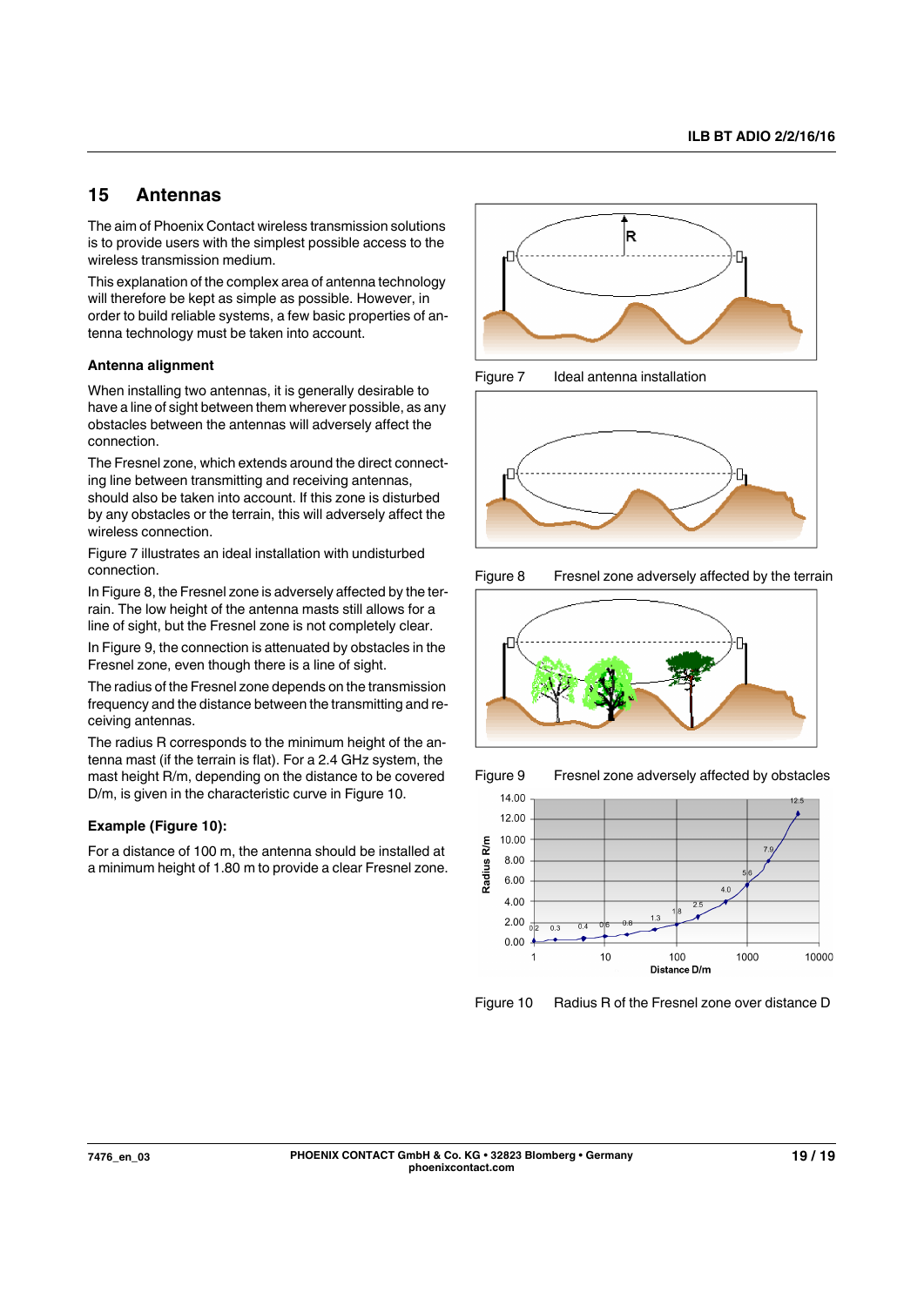## 15 Antennas

The aim of Phoenix Contact wireless transmission solutions is to provide users with the simplest possible access to the wireless transmission medium.

This explanation of the complex area of antenna technology will therefore be kept as simple as possible. However, in order to build reliable systems, a few basic properties of antenna technology must be taken into account.

### Antenna alignment

When installing two antennas, it is generally desirable to have a line of sight between them wherever possible, as any obstacles between the antennas will adversely affect the connection.

The Fresnel zone, which extends around the direct connecting line between transmitting and receiving antennas, should also be taken into account. If this zone is disturbed by any obstacles or the terrain, this will adversely affect the wireless connection.

Figure 7 illustrates an ideal installation with undisturbed connection.

In Figure 8, the Fresnel zone is adversely affected by the terrain. The low height of the antenna masts still allows for a line of sight, but the Fresnel zone is not completely clear.

In Figure 9, the connection is attenuated by obstacles in the Fresnel zone, even though there is a line of sight.

The radius of the Fresnel zone depends on the transmission frequency and the distance between the transmitting and receiving antennas.

The radius R corresponds to the minimum height of the antenna mast (if the terrain is flat). For a 2.4 GHz system, the mast height R/m, depending on the distance to be covered D/m, is given in the characteristic curve in Figure 10.

### Example (Figure 10):

For a distance of 100 m, the antenna should be installed at a minimum height of 1.80 m to provide a clear Fresnel zone.

R

Figure 7 Ideal antenna installation

Figure 8 Fresnel zone adversely affected by the terrain

Figure 9 Fresnel zone adversely affected by obstacles

Radius R/m

14.00
12.00
10.00
8.00
6.00
4.00
2.00
0.00

0.2 0.3 0.4 0.6 0.8 1.3 1.8 2.5 4.0 5.6 7.9 12.5

1 10 100 1000 10000

Distance D/m

Figure 10 Radius R of the Fresnel zone over distance D